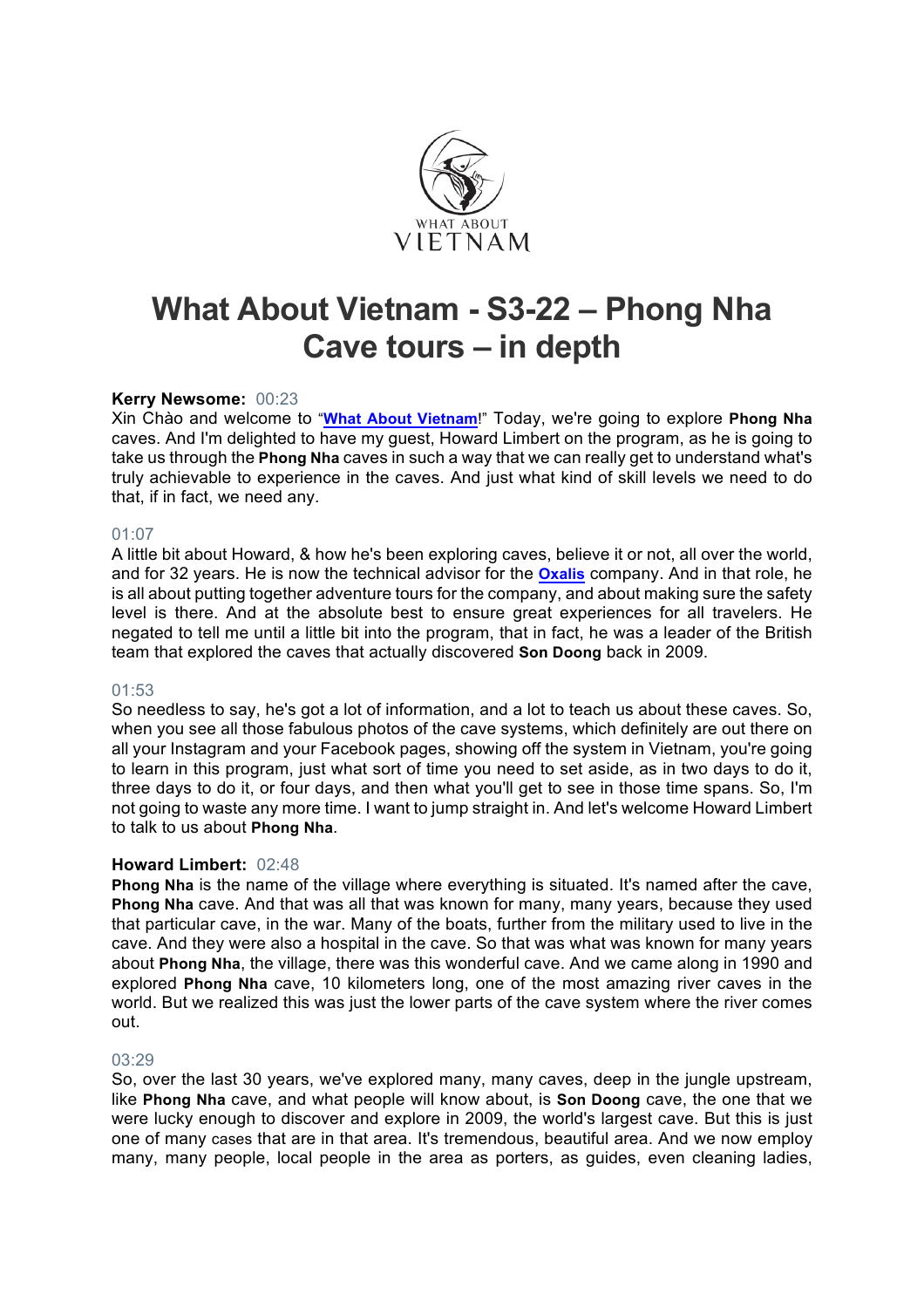# What About Vietnam - S3-22 – Phong Nha Cave tours – in depth

**Kerry Newsome:** 00:23

Xin Chào and welcome to "**What About Vietnam**!" Today, we're going to explore **Phong Nha** caves. And I'm delighted to have my guest, Howard Limbert on the program, as he is going to take us through the **Phong Nha** caves in such a way that we can really get to understand what's truly achievable to experience in the caves. And just what kind of skill levels we need to do that, if in fact, we need any.

01:07

A little bit about Howard, & how he's been exploring caves, believe it or not, all over the world, and for 32 years. He is now the technical advisor for the **Oxalis** company. And in that role, he is all about putting together adventure tours for the company, and about making sure the safety level is there. And at the absolute best to ensure great experiences for all travelers. He negated to tell me until a little bit into the program, that in fact, he was a leader of the British team that explored the caves that actually discovered **Son Doong** back in 2009.

01:53

So needless to say, he's got a lot of information, and a lot to teach us about these caves. So, when you see all those fabulous photos of the cave systems, which definitely are out there on all your Instagram and your Facebook pages, showing off the system in Vietnam, you're going to learn in this program, just what sort of time you need to set aside, as in two days to do it, three days to do it, or four days, and then what you'll get to see in those time spans. So, I'm not going to waste any more time. I want to jump straight in. And let's welcome Howard Limbert to talk to us about **Phong Nha**.

**Howard Limbert:** 02:48

**Phong Nha** is the name of the village where everything is situated. It's named after the cave, **Phong Nha** cave. And that was all that was known for many, many years, because they used that particular cave, in the war. Many of the boats, further from the military used to live in the cave. And they were also a hospital in the cave. So that was what was known for many years about **Phong Nha**, the village, there was this wonderful cave. And we came along in 1990 and explored **Phong Nha** cave, 10 kilometers long, one of the most amazing river caves in the world. But we realized this was just the lower parts of the cave system where the river comes out.

03:29

So, over the last 30 years, we've explored many, many caves, deep in the jungle upstream, like **Phong Nha** cave, and what people will know about, is **Son Doong** cave, the one that we were lucky enough to discover and explore in 2009, the world's largest cave. But this is just one of many cases that are in that area. It's tremendous, beautiful area. And we now employ many, many people, local people in the area as porters, as guides, even cleaning ladies,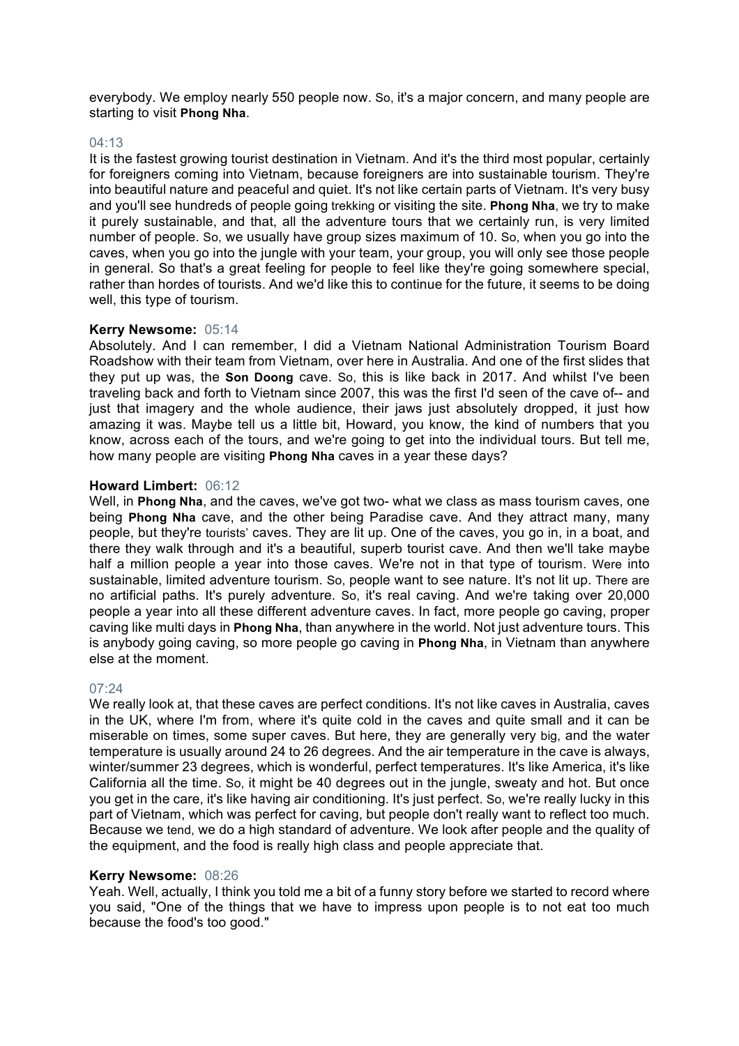everybody. We employ nearly 550 people now. So, it's a major concern, and many people are starting to visit **Phong Nha**.

04:13

It is the fastest growing tourist destination in Vietnam. And it's the third most popular, certainly for foreigners coming into Vietnam, because foreigners are into sustainable tourism. They're into beautiful nature and peaceful and quiet. It's not like certain parts of Vietnam. It's very busy and you'll see hundreds of people going trekking or visiting the site. **Phong Nha**, we try to make it purely sustainable, and that, all the adventure tours that we certainly run, is very limited number of people. So, we usually have group sizes maximum of 10. So, when you go into the caves, when you go into the jungle with your team, your group, you will only see those people in general. So that's a great feeling for people to feel like they're going somewhere special, rather than hordes of tourists. And we'd like this to continue for the future, it seems to be doing well, this type of tourism.

**Kerry Newsome:** 05:14

Absolutely. And I can remember, I did a Vietnam National Administration Tourism Board Roadshow with their team from Vietnam, over here in Australia. And one of the first slides that they put up was, the **Son Doong** cave. So, this is like back in 2017. And whilst I've been traveling back and forth to Vietnam since 2007, this was the first I'd seen of the cave of-- and just that imagery and the whole audience, their jaws just absolutely dropped, it just how amazing it was. Maybe tell us a little bit, Howard, you know, the kind of numbers that you know, across each of the tours, and we're going to get into the individual tours. But tell me, how many people are visiting **Phong Nha** caves in a year these days?

**Howard Limbert:** 06:12

Well, in **Phong Nha**, and the caves, we've got two- what we class as mass tourism caves, one being **Phong Nha** cave, and the other being Paradise cave. And they attract many, many people, but they're tourists' caves. They are lit up. One of the caves, you go in, in a boat, and there they walk through and it's a beautiful, superb tourist cave. And then we'll take maybe half a million people a year into those caves. We're not in that type of tourism. Were into sustainable, limited adventure tourism. So, people want to see nature. It's not lit up. There are no artificial paths. It's purely adventure. So, it's real caving. And we're taking over 20,000 people a year into all these different adventure caves. In fact, more people go caving, proper caving like multi days in **Phong Nha**, than anywhere in the world. Not just adventure tours. This is anybody going caving, so more people go caving in **Phong Nha**, in Vietnam than anywhere else at the moment.

07:24

We really look at, that these caves are perfect conditions. It's not like caves in Australia, caves in the UK, where I'm from, where it's quite cold in the caves and quite small and it can be miserable on times, some super caves. But here, they are generally very big, and the water temperature is usually around 24 to 26 degrees. And the air temperature in the cave is always, winter/summer 23 degrees, which is wonderful, perfect temperatures. It's like America, it's like California all the time. So, it might be 40 degrees out in the jungle, sweaty and hot. But once you get in the care, it's like having air conditioning. It's just perfect. So, we're really lucky in this part of Vietnam, which was perfect for caving, but people don't really want to reflect too much. Because we tend, we do a high standard of adventure. We look after people and the quality of the equipment, and the food is really high class and people appreciate that.

**Kerry Newsome:** 08:26

Yeah. Well, actually, I think you told me a bit of a funny story before we started to record where you said, "One of the things that we have to impress upon people is to not eat too much because the food's too good."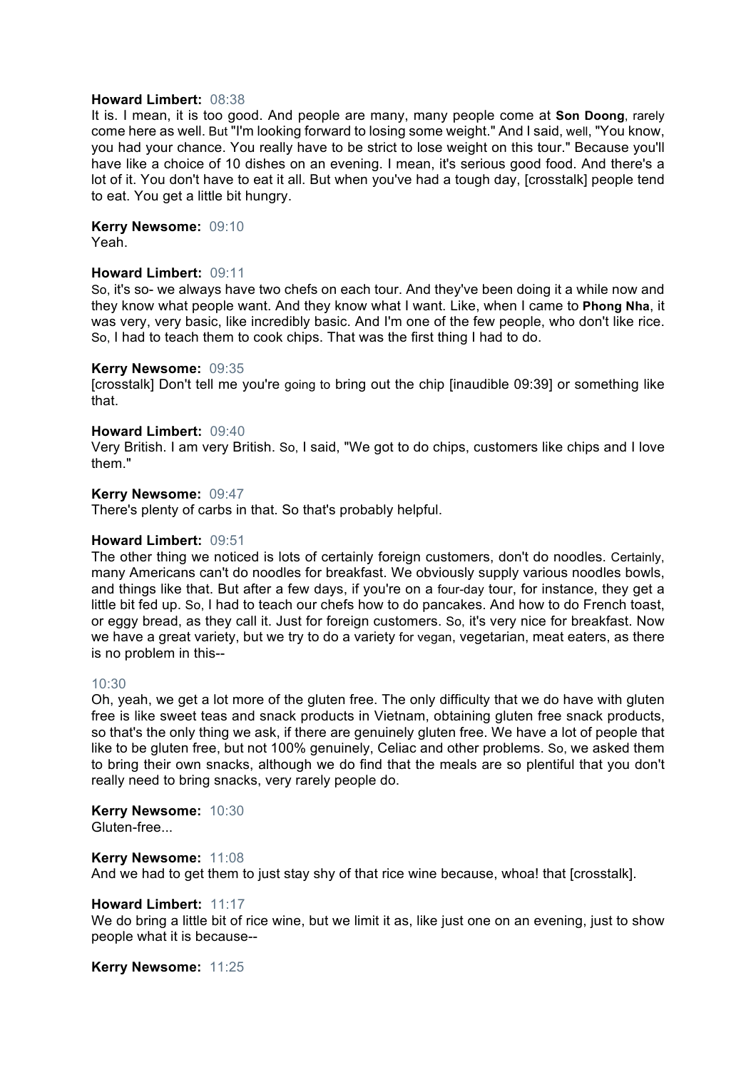**Howard Limbert:** 08:38
It is. I mean, it is too good. And people are many, many people come at **Son Doong**, rarely come here as well. But "I'm looking forward to losing some weight." And I said, well, "You know, you had your chance. You really have to be strict to lose weight on this tour." Because you'll have like a choice of 10 dishes on an evening. I mean, it's serious good food. And there's a lot of it. You don't have to eat it all. But when you've had a tough day, [crosstalk] people tend to eat. You get a little bit hungry.

**Kerry Newsome:** 09:10
Yeah.

**Howard Limbert:** 09:11
So, it's so- we always have two chefs on each tour. And they've been doing it a while now and they know what people want. And they know what I want. Like, when I came to **Phong Nha**, it was very, very basic, like incredibly basic. And I'm one of the few people, who don't like rice. So, I had to teach them to cook chips. That was the first thing I had to do.

**Kerry Newsome:** 09:35
[crosstalk] Don't tell me you're going to bring out the chip [inaudible 09:39] or something like that.

**Howard Limbert:** 09:40
Very British. I am very British. So, I said, "We got to do chips, customers like chips and I love them."

**Kerry Newsome:** 09:47
There's plenty of carbs in that. So that's probably helpful.

**Howard Limbert:** 09:51
The other thing we noticed is lots of certainly foreign customers, don't do noodles. Certainly, many Americans can't do noodles for breakfast. We obviously supply various noodles bowls, and things like that. But after a few days, if you're on a four-day tour, for instance, they get a little bit fed up. So, I had to teach our chefs how to do pancakes. And how to do French toast, or eggy bread, as they call it. Just for foreign customers. So, it's very nice for breakfast. Now we have a great variety, but we try to do a variety for vegan, vegetarian, meat eaters, as there is no problem in this--

10:30
Oh, yeah, we get a lot more of the gluten free. The only difficulty that we do have with gluten free is like sweet teas and snack products in Vietnam, obtaining gluten free snack products, so that's the only thing we ask, if there are genuinely gluten free. We have a lot of people that like to be gluten free, but not 100% genuinely, Celiac and other problems. So, we asked them to bring their own snacks, although we do find that the meals are so plentiful that you don't really need to bring snacks, very rarely people do.

**Kerry Newsome:** 10:30
Gluten-free...

**Kerry Newsome:** 11:08
And we had to get them to just stay shy of that rice wine because, whoa! that [crosstalk].

**Howard Limbert:** 11:17
We do bring a little bit of rice wine, but we limit it as, like just one on an evening, just to show people what it is because--

**Kerry Newsome:** 11:25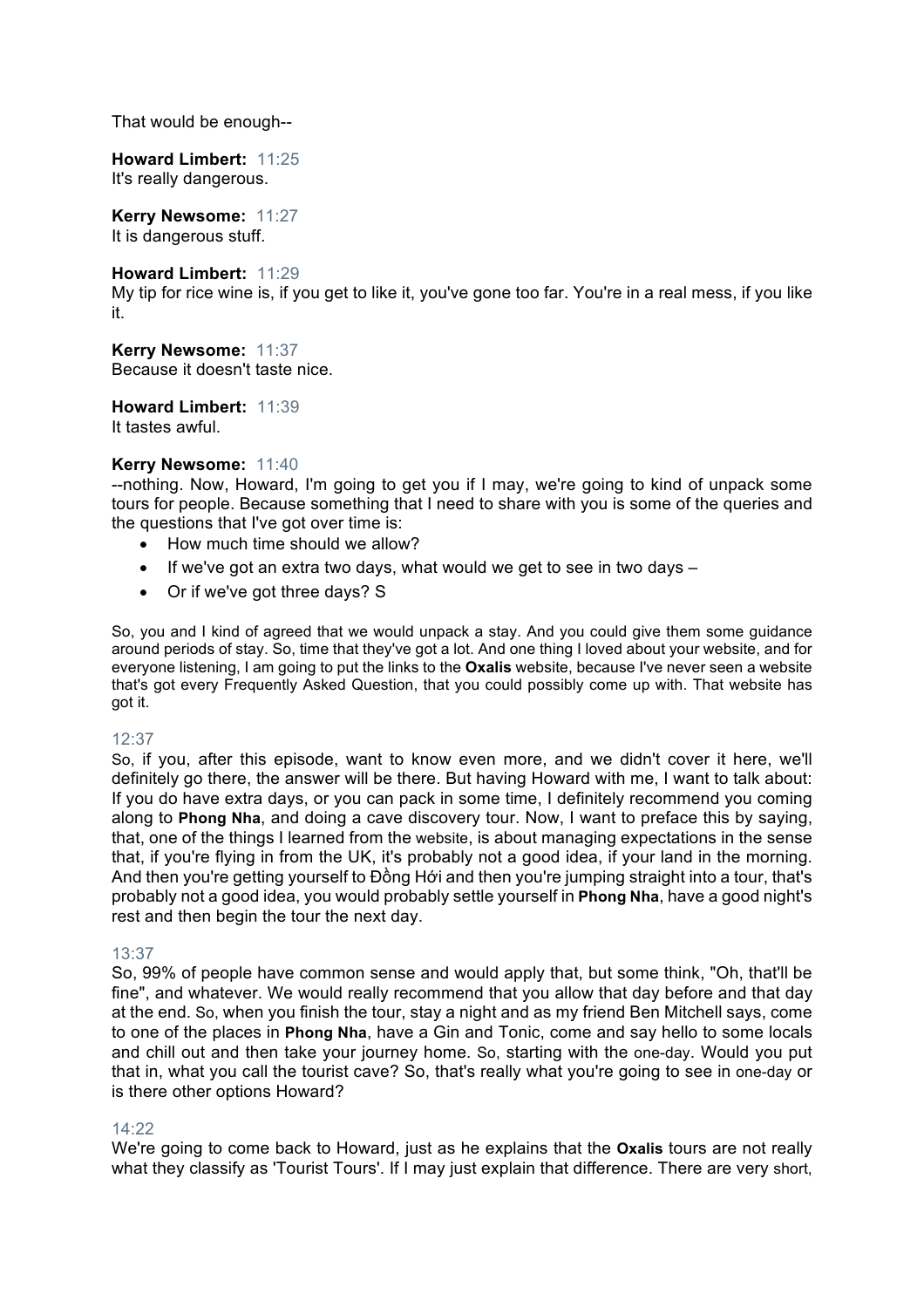That would be enough--

**Howard Limbert:** 11:25
It's really dangerous.

**Kerry Newsome:** 11:27
It is dangerous stuff.

**Howard Limbert:** 11:29
My tip for rice wine is, if you get to like it, you've gone too far. You're in a real mess, if you like it.

**Kerry Newsome:** 11:37
Because it doesn't taste nice.

**Howard Limbert:** 11:39
It tastes awful.

**Kerry Newsome:** 11:40
--nothing. Now, Howard, I'm going to get you if I may, we're going to kind of unpack some tours for people. Because something that I need to share with you is some of the queries and the questions that I've got over time is:

- How much time should we allow?
- If we've got an extra two days, what would we get to see in two days –
- Or if we've got three days? S

So, you and I kind of agreed that we would unpack a stay. And you could give them some guidance around periods of stay. So, time that they've got a lot. And one thing I loved about your website, and for everyone listening, I am going to put the links to the **Oxalis** website, because I've never seen a website that's got every Frequently Asked Question, that you could possibly come up with. That website has got it.

12:37
So, if you, after this episode, want to know even more, and we didn't cover it here, we'll definitely go there, the answer will be there. But having Howard with me, I want to talk about: If you do have extra days, or you can pack in some time, I definitely recommend you coming along to **Phong Nha**, and doing a cave discovery tour. Now, I want to preface this by saying, that, one of the things I learned from the website, is about managing expectations in the sense that, if you're flying in from the UK, it's probably not a good idea, if your land in the morning. And then you're getting yourself to Đồng Hới and then you're jumping straight into a tour, that's probably not a good idea, you would probably settle yourself in **Phong Nha**, have a good night's rest and then begin the tour the next day.

13:37
So, 99% of people have common sense and would apply that, but some think, "Oh, that'll be fine", and whatever. We would really recommend that you allow that day before and that day at the end. So, when you finish the tour, stay a night and as my friend Ben Mitchell says, come to one of the places in **Phong Nha**, have a Gin and Tonic, come and say hello to some locals and chill out and then take your journey home. So, starting with the one-day. Would you put that in, what you call the tourist cave? So, that's really what you're going to see in one-day or is there other options Howard?

14:22
We're going to come back to Howard, just as he explains that the **Oxalis** tours are not really what they classify as 'Tourist Tours'. If I may just explain that difference. There are very short,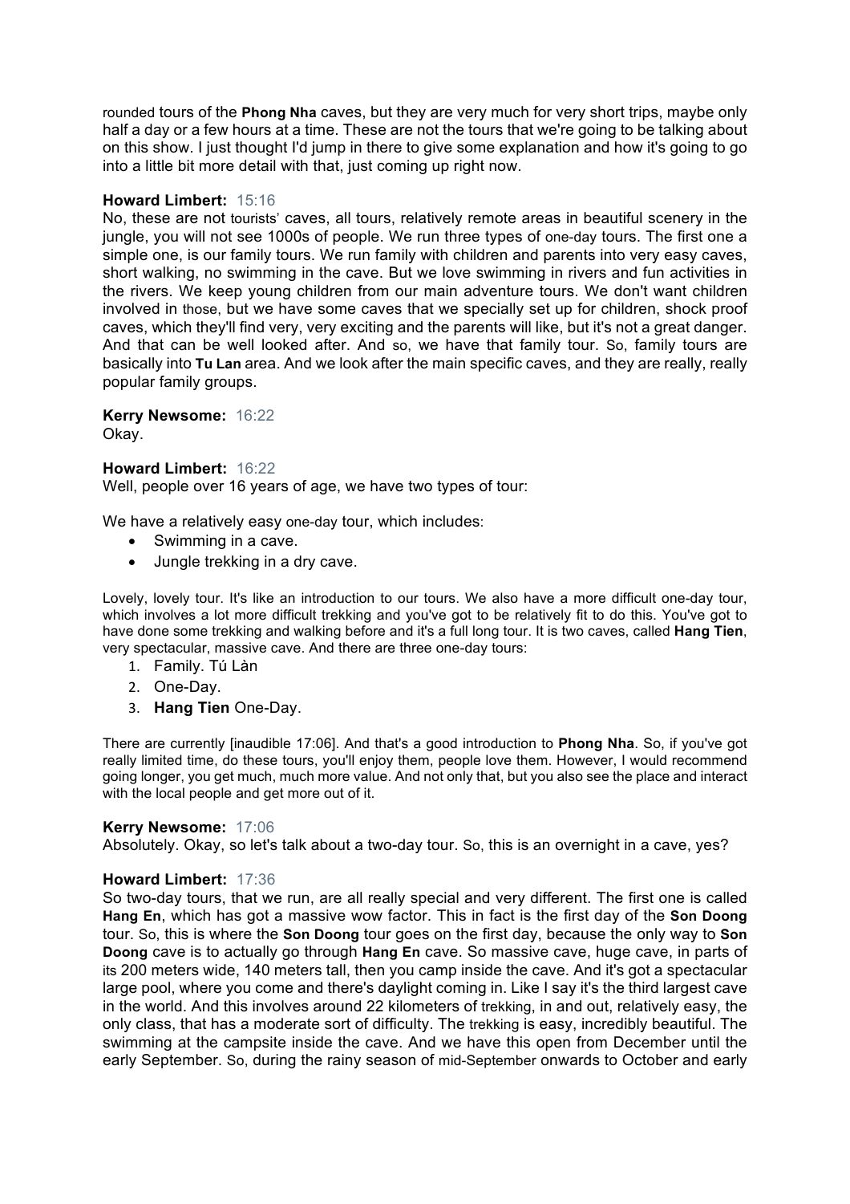rounded tours of the **Phong Nha** caves, but they are very much for very short trips, maybe only half a day or a few hours at a time. These are not the tours that we're going to be talking about on this show. I just thought I'd jump in there to give some explanation and how it's going to go into a little bit more detail with that, just coming up right now.

**Howard Limbert:** 15:16
No, these are not tourists' caves, all tours, relatively remote areas in beautiful scenery in the jungle, you will not see 1000s of people. We run three types of one-day tours. The first one a simple one, is our family tours. We run family with children and parents into very easy caves, short walking, no swimming in the cave. But we love swimming in rivers and fun activities in the rivers. We keep young children from our main adventure tours. We don't want children involved in those, but we have some caves that we specially set up for children, shock proof caves, which they'll find very, very exciting and the parents will like, but it's not a great danger. And that can be well looked after. And so, we have that family tour. So, family tours are basically into **Tu Lan** area. And we look after the main specific caves, and they are really, really popular family groups.

**Kerry Newsome:** 16:22
Okay.

**Howard Limbert:** 16:22
Well, people over 16 years of age, we have two types of tour:

We have a relatively easy one-day tour, which includes:

- Swimming in a cave.
- Jungle trekking in a dry cave.

Lovely, lovely tour. It's like an introduction to our tours. We also have a more difficult one-day tour, which involves a lot more difficult trekking and you've got to be relatively fit to do this. You've got to have done some trekking and walking before and it's a full long tour. It is two caves, called **Hang Tien**, very spectacular, massive cave. And there are three one-day tours:

1. Family. Tú Làn
2. One-Day.
3. **Hang Tien** One-Day.

There are currently [inaudible 17:06]. And that's a good introduction to **Phong Nha**. So, if you've got really limited time, do these tours, you'll enjoy them, people love them. However, I would recommend going longer, you get much, much more value. And not only that, but you also see the place and interact with the local people and get more out of it.

**Kerry Newsome:** 17:06
Absolutely. Okay, so let's talk about a two-day tour. So, this is an overnight in a cave, yes?

**Howard Limbert:** 17:36
So two-day tours, that we run, are all really special and very different. The first one is called **Hang En**, which has got a massive wow factor. This in fact is the first day of the **Son Doong** tour. So, this is where the **Son Doong** tour goes on the first day, because the only way to **Son Doong** cave is to actually go through **Hang En** cave. So massive cave, huge cave, in parts of its 200 meters wide, 140 meters tall, then you camp inside the cave. And it's got a spectacular large pool, where you come and there's daylight coming in. Like I say it's the third largest cave in the world. And this involves around 22 kilometers of trekking, in and out, relatively easy, the only class, that has a moderate sort of difficulty. The trekking is easy, incredibly beautiful. The swimming at the campsite inside the cave. And we have this open from December until the early September. So, during the rainy season of mid-September onwards to October and early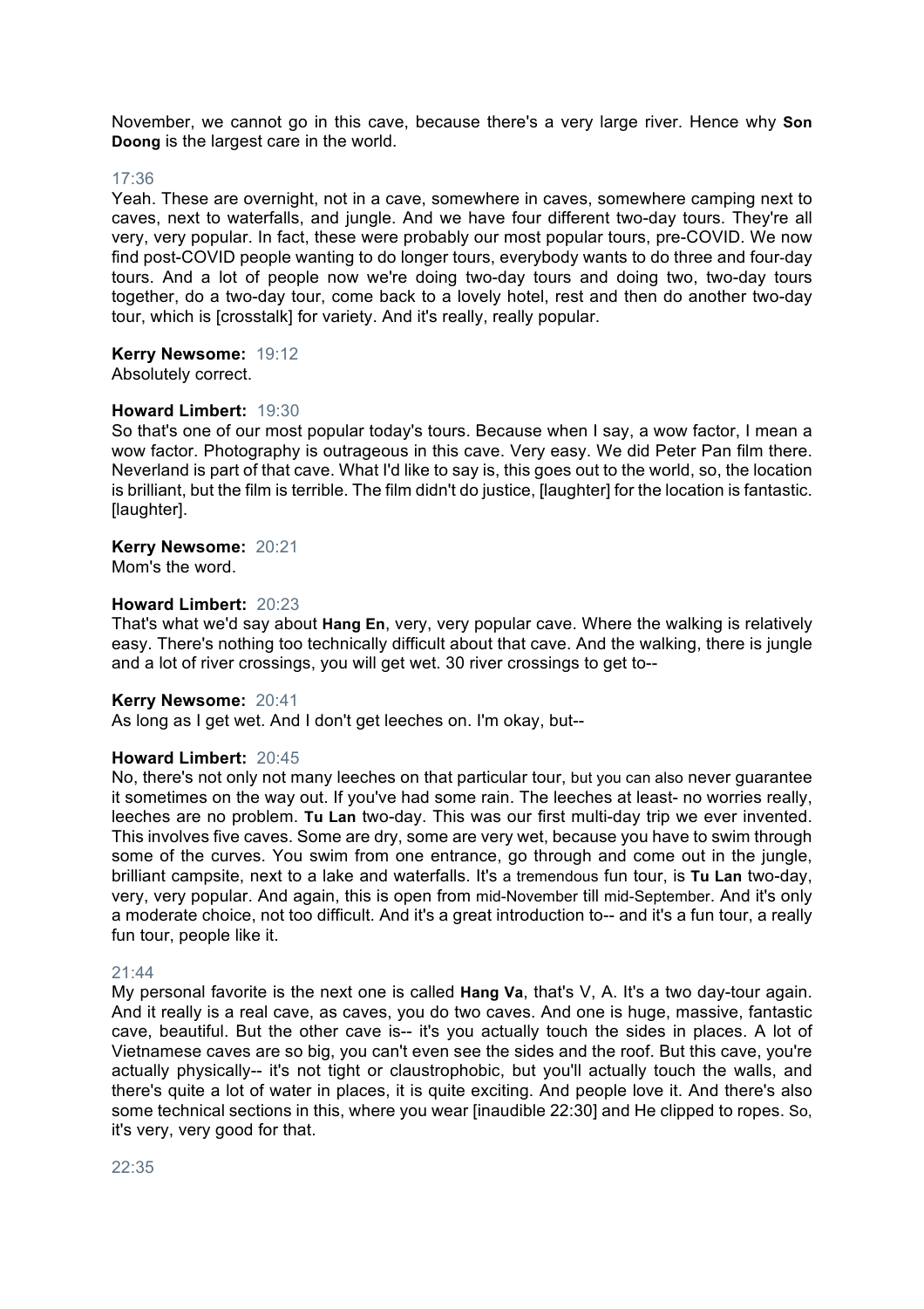November, we cannot go in this cave, because there's a very large river. Hence why **Son Doong** is the largest care in the world.

17:36
Yeah. These are overnight, not in a cave, somewhere in caves, somewhere camping next to caves, next to waterfalls, and jungle. And we have four different two-day tours. They're all very, very popular. In fact, these were probably our most popular tours, pre-COVID. We now find post-COVID people wanting to do longer tours, everybody wants to do three and four-day tours. And a lot of people now we're doing two-day tours and doing two, two-day tours together, do a two-day tour, come back to a lovely hotel, rest and then do another two-day tour, which is [crosstalk] for variety. And it's really, really popular.

**Kerry Newsome:** 19:12
Absolutely correct.

**Howard Limbert:** 19:30
So that's one of our most popular today's tours. Because when I say, a wow factor, I mean a wow factor. Photography is outrageous in this cave. Very easy. We did Peter Pan film there. Neverland is part of that cave. What I'd like to say is, this goes out to the world, so, the location is brilliant, but the film is terrible. The film didn't do justice, [laughter] for the location is fantastic. [laughter].

**Kerry Newsome:** 20:21
Mom's the word.

**Howard Limbert:** 20:23
That's what we'd say about **Hang En**, very, very popular cave. Where the walking is relatively easy. There's nothing too technically difficult about that cave. And the walking, there is jungle and a lot of river crossings, you will get wet. 30 river crossings to get to--

**Kerry Newsome:** 20:41
As long as I get wet. And I don't get leeches on. I'm okay, but--

**Howard Limbert:** 20:45
No, there's not only not many leeches on that particular tour, but you can also never guarantee it sometimes on the way out. If you've had some rain. The leeches at least- no worries really, leeches are no problem. **Tu Lan** two-day. This was our first multi-day trip we ever invented. This involves five caves. Some are dry, some are very wet, because you have to swim through some of the curves. You swim from one entrance, go through and come out in the jungle, brilliant campsite, next to a lake and waterfalls. It's a tremendous fun tour, is **Tu Lan** two-day, very, very popular. And again, this is open from mid-November till mid-September. And it's only a moderate choice, not too difficult. And it's a great introduction to-- and it's a fun tour, a really fun tour, people like it.

21:44
My personal favorite is the next one is called **Hang Va**, that's V, A. It's a two day-tour again. And it really is a real cave, as caves, you do two caves. And one is huge, massive, fantastic cave, beautiful. But the other cave is-- it's you actually touch the sides in places. A lot of Vietnamese caves are so big, you can't even see the sides and the roof. But this cave, you're actually physically-- it's not tight or claustrophobic, but you'll actually touch the walls, and there's quite a lot of water in places, it is quite exciting. And people love it. And there's also some technical sections in this, where you wear [inaudible 22:30] and He clipped to ropes. So, it's very, very good for that.

22:35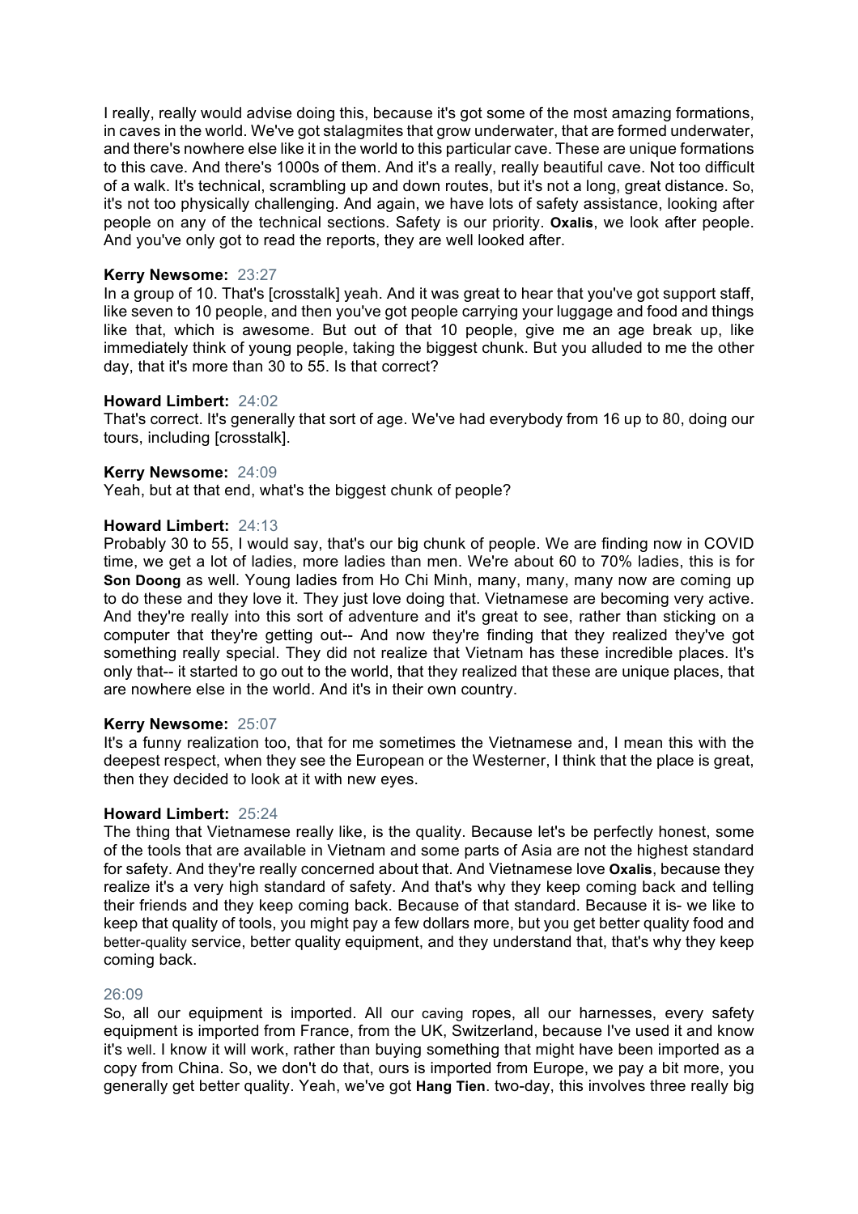I really, really would advise doing this, because it's got some of the most amazing formations, in caves in the world. We've got stalagmites that grow underwater, that are formed underwater, and there's nowhere else like it in the world to this particular cave. These are unique formations to this cave. And there's 1000s of them. And it's a really, really beautiful cave. Not too difficult of a walk. It's technical, scrambling up and down routes, but it's not a long, great distance. So, it's not too physically challenging. And again, we have lots of safety assistance, looking after people on any of the technical sections. Safety is our priority. **Oxalis**, we look after people. And you've only got to read the reports, they are well looked after.

**Kerry Newsome:** 23:27
In a group of 10. That's [crosstalk] yeah. And it was great to hear that you've got support staff, like seven to 10 people, and then you've got people carrying your luggage and food and things like that, which is awesome. But out of that 10 people, give me an age break up, like immediately think of young people, taking the biggest chunk. But you alluded to me the other day, that it's more than 30 to 55. Is that correct?

**Howard Limbert:** 24:02
That's correct. It's generally that sort of age. We've had everybody from 16 up to 80, doing our tours, including [crosstalk].

**Kerry Newsome:** 24:09
Yeah, but at that end, what's the biggest chunk of people?

**Howard Limbert:** 24:13
Probably 30 to 55, I would say, that's our big chunk of people. We are finding now in COVID time, we get a lot of ladies, more ladies than men. We're about 60 to 70% ladies, this is for **Son Doong** as well. Young ladies from Ho Chi Minh, many, many, many now are coming up to do these and they love it. They just love doing that. Vietnamese are becoming very active. And they're really into this sort of adventure and it's great to see, rather than sticking on a computer that they're getting out-- And now they're finding that they realized they've got something really special. They did not realize that Vietnam has these incredible places. It's only that-- it started to go out to the world, that they realized that these are unique places, that are nowhere else in the world. And it's in their own country.

**Kerry Newsome:** 25:07
It's a funny realization too, that for me sometimes the Vietnamese and, I mean this with the deepest respect, when they see the European or the Westerner, I think that the place is great, then they decided to look at it with new eyes.

**Howard Limbert:** 25:24
The thing that Vietnamese really like, is the quality. Because let's be perfectly honest, some of the tools that are available in Vietnam and some parts of Asia are not the highest standard for safety. And they're really concerned about that. And Vietnamese love **Oxalis**, because they realize it's a very high standard of safety. And that's why they keep coming back and telling their friends and they keep coming back. Because of that standard. Because it is- we like to keep that quality of tools, you might pay a few dollars more, but you get better quality food and better-quality service, better quality equipment, and they understand that, that's why they keep coming back.

26:09
So, all our equipment is imported. All our caving ropes, all our harnesses, every safety equipment is imported from France, from the UK, Switzerland, because I've used it and know it's well. I know it will work, rather than buying something that might have been imported as a copy from China. So, we don't do that, ours is imported from Europe, we pay a bit more, you generally get better quality. Yeah, we've got **Hang Tien**. two-day, this involves three really big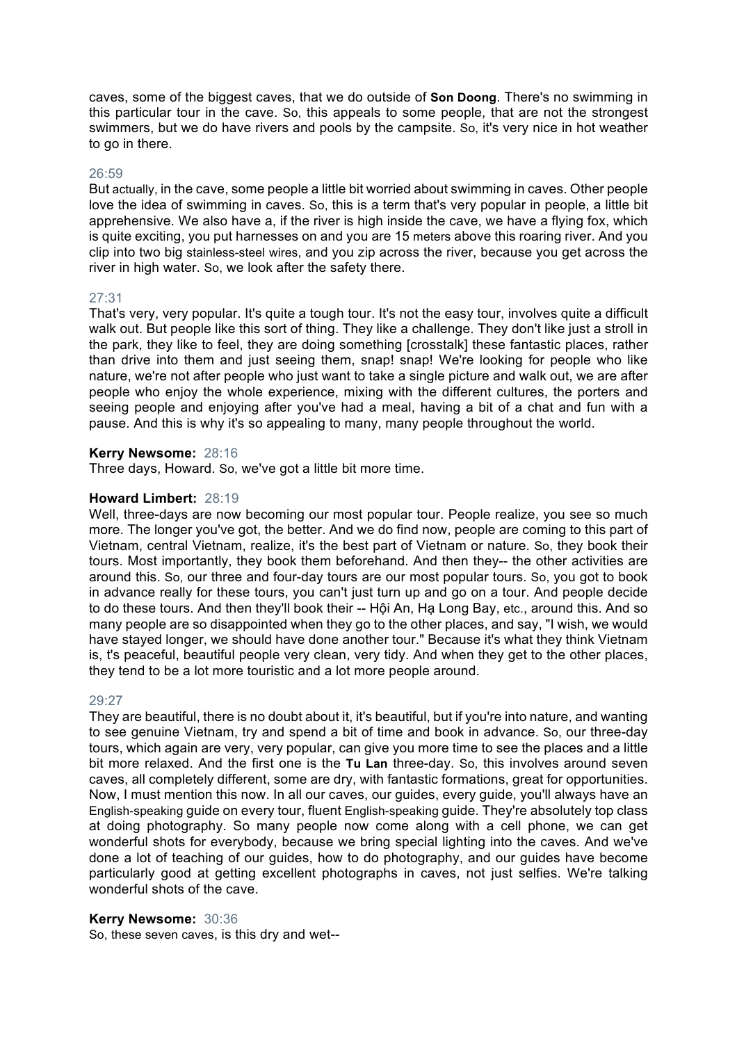caves, some of the biggest caves, that we do outside of **Son Doong**. There's no swimming in this particular tour in the cave. So, this appeals to some people, that are not the strongest swimmers, but we do have rivers and pools by the campsite. So, it's very nice in hot weather to go in there.

26:59
But actually, in the cave, some people a little bit worried about swimming in caves. Other people love the idea of swimming in caves. So, this is a term that's very popular in people, a little bit apprehensive. We also have a, if the river is high inside the cave, we have a flying fox, which is quite exciting, you put harnesses on and you are 15 meters above this roaring river. And you clip into two big stainless-steel wires, and you zip across the river, because you get across the river in high water. So, we look after the safety there.

27:31
That's very, very popular. It's quite a tough tour. It's not the easy tour, involves quite a difficult walk out. But people like this sort of thing. They like a challenge. They don't like just a stroll in the park, they like to feel, they are doing something [crosstalk] these fantastic places, rather than drive into them and just seeing them, snap! snap! We're looking for people who like nature, we're not after people who just want to take a single picture and walk out, we are after people who enjoy the whole experience, mixing with the different cultures, the porters and seeing people and enjoying after you've had a meal, having a bit of a chat and fun with a pause. And this is why it's so appealing to many, many people throughout the world.

**Kerry Newsome:** 28:16
Three days, Howard. So, we've got a little bit more time.

**Howard Limbert:** 28:19
Well, three-days are now becoming our most popular tour. People realize, you see so much more. The longer you've got, the better. And we do find now, people are coming to this part of Vietnam, central Vietnam, realize, it's the best part of Vietnam or nature. So, they book their tours. Most importantly, they book them beforehand. And then they-- the other activities are around this. So, our three and four-day tours are our most popular tours. So, you got to book in advance really for these tours, you can't just turn up and go on a tour. And people decide to do these tours. And then they'll book their -- Hội An, Hạ Long Bay, etc., around this. And so many people are so disappointed when they go to the other places, and say, "I wish, we would have stayed longer, we should have done another tour." Because it's what they think Vietnam is, t's peaceful, beautiful people very clean, very tidy. And when they get to the other places, they tend to be a lot more touristic and a lot more people around.

29:27
They are beautiful, there is no doubt about it, it's beautiful, but if you're into nature, and wanting to see genuine Vietnam, try and spend a bit of time and book in advance. So, our three-day tours, which again are very, very popular, can give you more time to see the places and a little bit more relaxed. And the first one is the **Tu Lan** three-day. So, this involves around seven caves, all completely different, some are dry, with fantastic formations, great for opportunities. Now, I must mention this now. In all our caves, our guides, every guide, you'll always have an English-speaking guide on every tour, fluent English-speaking guide. They're absolutely top class at doing photography. So many people now come along with a cell phone, we can get wonderful shots for everybody, because we bring special lighting into the caves. And we've done a lot of teaching of our guides, how to do photography, and our guides have become particularly good at getting excellent photographs in caves, not just selfies. We're talking wonderful shots of the cave.

**Kerry Newsome:** 30:36
So, these seven caves, is this dry and wet--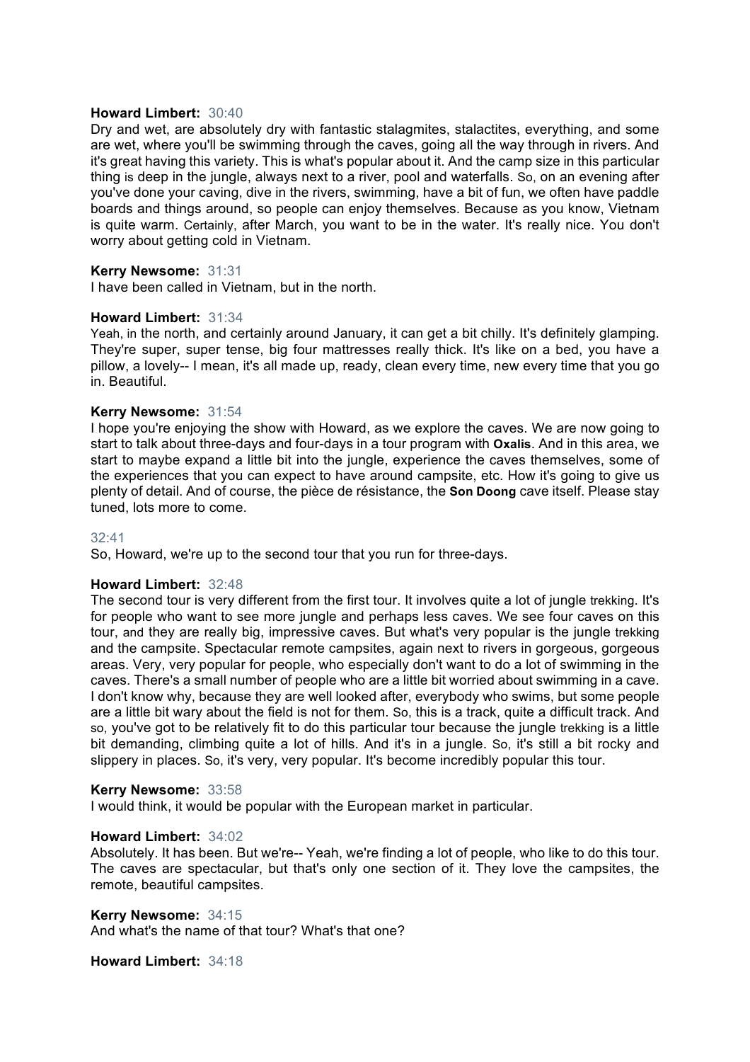**Howard Limbert:** 30:40
Dry and wet, are absolutely dry with fantastic stalagmites, stalactites, everything, and some are wet, where you'll be swimming through the caves, going all the way through in rivers. And it's great having this variety. This is what's popular about it. And the camp size in this particular thing is deep in the jungle, always next to a river, pool and waterfalls. So, on an evening after you've done your caving, dive in the rivers, swimming, have a bit of fun, we often have paddle boards and things around, so people can enjoy themselves. Because as you know, Vietnam is quite warm. Certainly, after March, you want to be in the water. It's really nice. You don't worry about getting cold in Vietnam.

**Kerry Newsome:** 31:31
I have been called in Vietnam, but in the north.

**Howard Limbert:** 31:34
Yeah, in the north, and certainly around January, it can get a bit chilly. It's definitely glamping. They're super, super tense, big four mattresses really thick. It's like on a bed, you have a pillow, a lovely-- I mean, it's all made up, ready, clean every time, new every time that you go in. Beautiful.

**Kerry Newsome:** 31:54
I hope you're enjoying the show with Howard, as we explore the caves. We are now going to start to talk about three-days and four-days in a tour program with **Oxalis**. And in this area, we start to maybe expand a little bit into the jungle, experience the caves themselves, some of the experiences that you can expect to have around campsite, etc. How it's going to give us plenty of detail. And of course, the pièce de résistance, the **Son Doong** cave itself. Please stay tuned, lots more to come.

32:41
So, Howard, we're up to the second tour that you run for three-days.

**Howard Limbert:** 32:48
The second tour is very different from the first tour. It involves quite a lot of jungle trekking. It's for people who want to see more jungle and perhaps less caves. We see four caves on this tour, and they are really big, impressive caves. But what's very popular is the jungle trekking and the campsite. Spectacular remote campsites, again next to rivers in gorgeous, gorgeous areas. Very, very popular for people, who especially don't want to do a lot of swimming in the caves. There's a small number of people who are a little bit worried about swimming in a cave. I don't know why, because they are well looked after, everybody who swims, but some people are a little bit wary about the field is not for them. So, this is a track, quite a difficult track. And so, you've got to be relatively fit to do this particular tour because the jungle trekking is a little bit demanding, climbing quite a lot of hills. And it's in a jungle. So, it's still a bit rocky and slippery in places. So, it's very, very popular. It's become incredibly popular this tour.

**Kerry Newsome:** 33:58
I would think, it would be popular with the European market in particular.

**Howard Limbert:** 34:02
Absolutely. It has been. But we're-- Yeah, we're finding a lot of people, who like to do this tour. The caves are spectacular, but that's only one section of it. They love the campsites, the remote, beautiful campsites.

**Kerry Newsome:** 34:15
And what's the name of that tour? What's that one?

**Howard Limbert:** 34:18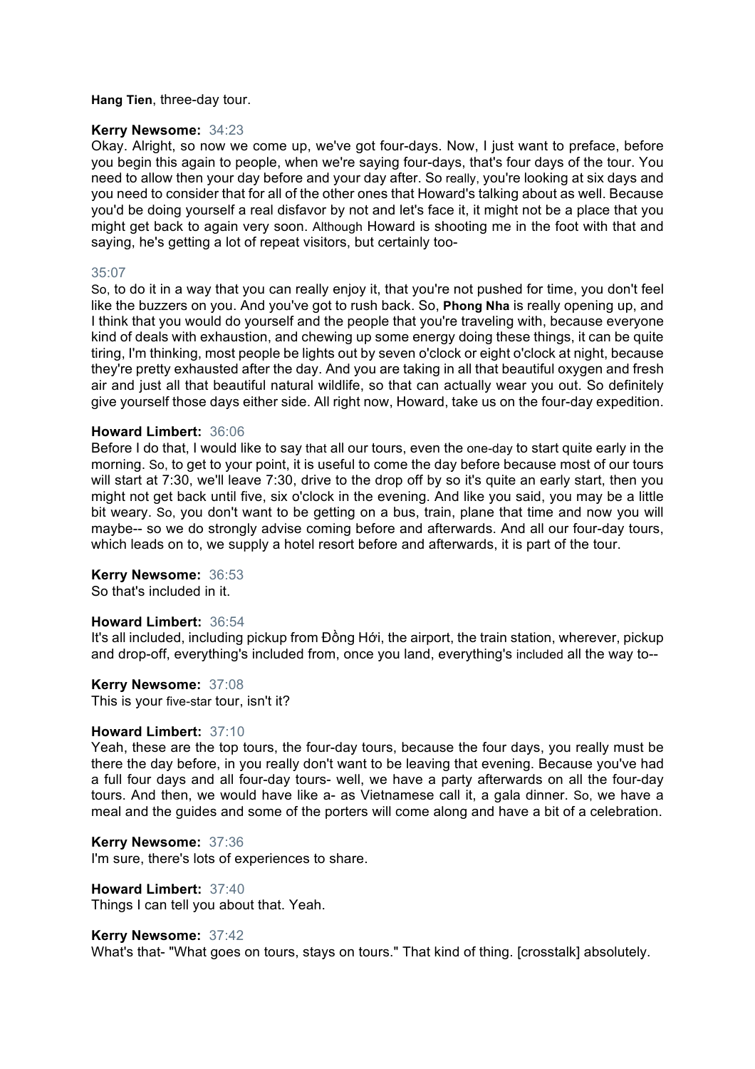**Hang Tien**, three-day tour.

**Kerry Newsome:** 34:23
Okay. Alright, so now we come up, we've got four-days. Now, I just want to preface, before you begin this again to people, when we're saying four-days, that's four days of the tour. You need to allow then your day before and your day after. So really, you're looking at six days and you need to consider that for all of the other ones that Howard's talking about as well. Because you'd be doing yourself a real disfavor by not and let's face it, it might not be a place that you might get back to again very soon. Although Howard is shooting me in the foot with that and saying, he's getting a lot of repeat visitors, but certainly too-

35:07
So, to do it in a way that you can really enjoy it, that you're not pushed for time, you don't feel like the buzzers on you. And you've got to rush back. So, **Phong Nha** is really opening up, and I think that you would do yourself and the people that you're traveling with, because everyone kind of deals with exhaustion, and chewing up some energy doing these things, it can be quite tiring, I'm thinking, most people be lights out by seven o'clock or eight o'clock at night, because they're pretty exhausted after the day. And you are taking in all that beautiful oxygen and fresh air and just all that beautiful natural wildlife, so that can actually wear you out. So definitely give yourself those days either side. All right now, Howard, take us on the four-day expedition.

**Howard Limbert:** 36:06
Before I do that, I would like to say that all our tours, even the one-day to start quite early in the morning. So, to get to your point, it is useful to come the day before because most of our tours will start at 7:30, we'll leave 7:30, drive to the drop off by so it's quite an early start, then you might not get back until five, six o'clock in the evening. And like you said, you may be a little bit weary. So, you don't want to be getting on a bus, train, plane that time and now you will maybe-- so we do strongly advise coming before and afterwards. And all our four-day tours, which leads on to, we supply a hotel resort before and afterwards, it is part of the tour.

**Kerry Newsome:** 36:53
So that's included in it.

**Howard Limbert:** 36:54
It's all included, including pickup from Đồng Hới, the airport, the train station, wherever, pickup and drop-off, everything's included from, once you land, everything's included all the way to--

**Kerry Newsome:** 37:08
This is your five-star tour, isn't it?

**Howard Limbert:** 37:10
Yeah, these are the top tours, the four-day tours, because the four days, you really must be there the day before, in you really don't want to be leaving that evening. Because you've had a full four days and all four-day tours- well, we have a party afterwards on all the four-day tours. And then, we would have like a- as Vietnamese call it, a gala dinner. So, we have a meal and the guides and some of the porters will come along and have a bit of a celebration.

**Kerry Newsome:** 37:36
I'm sure, there's lots of experiences to share.

**Howard Limbert:** 37:40
Things I can tell you about that. Yeah.

**Kerry Newsome:** 37:42
What's that- "What goes on tours, stays on tours." That kind of thing. [crosstalk] absolutely.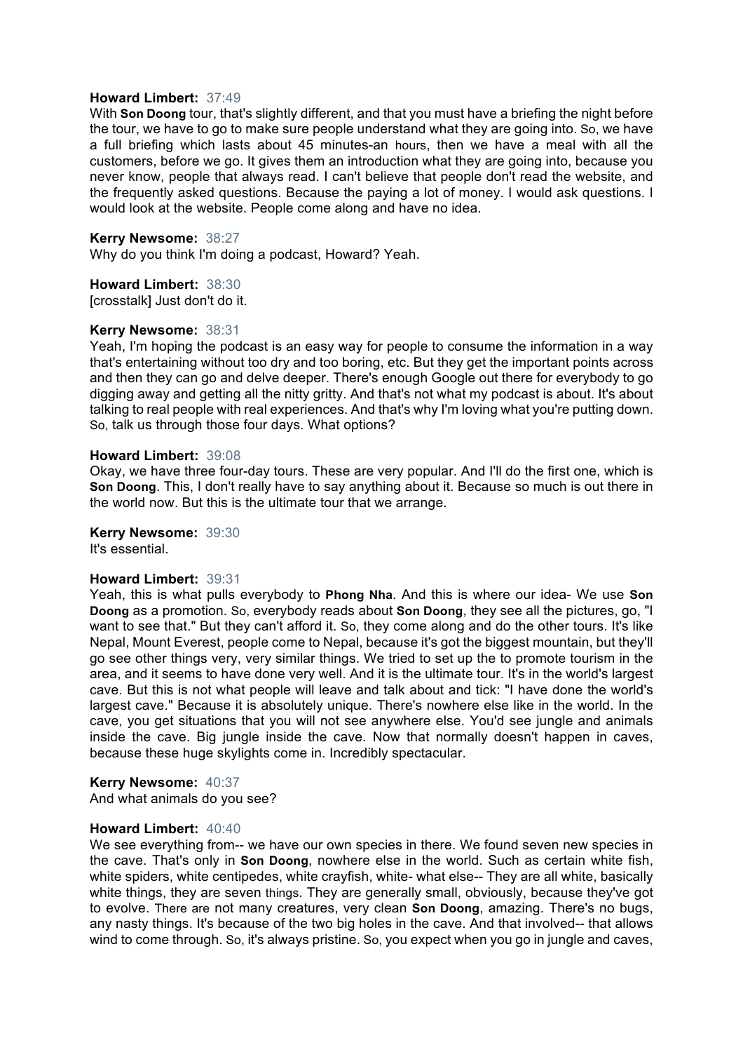**Howard Limbert:** 37:49
With **Son Doong** tour, that's slightly different, and that you must have a briefing the night before the tour, we have to go to make sure people understand what they are going into. So, we have a full briefing which lasts about 45 minutes-an hours, then we have a meal with all the customers, before we go. It gives them an introduction what they are going into, because you never know, people that always read. I can't believe that people don't read the website, and the frequently asked questions. Because the paying a lot of money. I would ask questions. I would look at the website. People come along and have no idea.

**Kerry Newsome:** 38:27
Why do you think I'm doing a podcast, Howard? Yeah.

**Howard Limbert:** 38:30
[crosstalk] Just don't do it.

**Kerry Newsome:** 38:31
Yeah, I'm hoping the podcast is an easy way for people to consume the information in a way that's entertaining without too dry and too boring, etc. But they get the important points across and then they can go and delve deeper. There's enough Google out there for everybody to go digging away and getting all the nitty gritty. And that's not what my podcast is about. It's about talking to real people with real experiences. And that's why I'm loving what you're putting down. So, talk us through those four days. What options?

**Howard Limbert:** 39:08
Okay, we have three four-day tours. These are very popular. And I'll do the first one, which is **Son Doong**. This, I don't really have to say anything about it. Because so much is out there in the world now. But this is the ultimate tour that we arrange.

**Kerry Newsome:** 39:30
It's essential.

**Howard Limbert:** 39:31
Yeah, this is what pulls everybody to **Phong Nha**. And this is where our idea- We use **Son Doong** as a promotion. So, everybody reads about **Son Doong**, they see all the pictures, go, "I want to see that." But they can't afford it. So, they come along and do the other tours. It's like Nepal, Mount Everest, people come to Nepal, because it's got the biggest mountain, but they'll go see other things very, very similar things. We tried to set up the to promote tourism in the area, and it seems to have done very well. And it is the ultimate tour. It's in the world's largest cave. But this is not what people will leave and talk about and tick: "I have done the world's largest cave." Because it is absolutely unique. There's nowhere else like in the world. In the cave, you get situations that you will not see anywhere else. You'd see jungle and animals inside the cave. Big jungle inside the cave. Now that normally doesn't happen in caves, because these huge skylights come in. Incredibly spectacular.

**Kerry Newsome:** 40:37
And what animals do you see?

**Howard Limbert:** 40:40
We see everything from-- we have our own species in there. We found seven new species in the cave. That's only in **Son Doong**, nowhere else in the world. Such as certain white fish, white spiders, white centipedes, white crayfish, white- what else-- They are all white, basically white things, they are seven things. They are generally small, obviously, because they've got to evolve. There are not many creatures, very clean **Son Doong**, amazing. There's no bugs, any nasty things. It's because of the two big holes in the cave. And that involved-- that allows wind to come through. So, it's always pristine. So, you expect when you go in jungle and caves,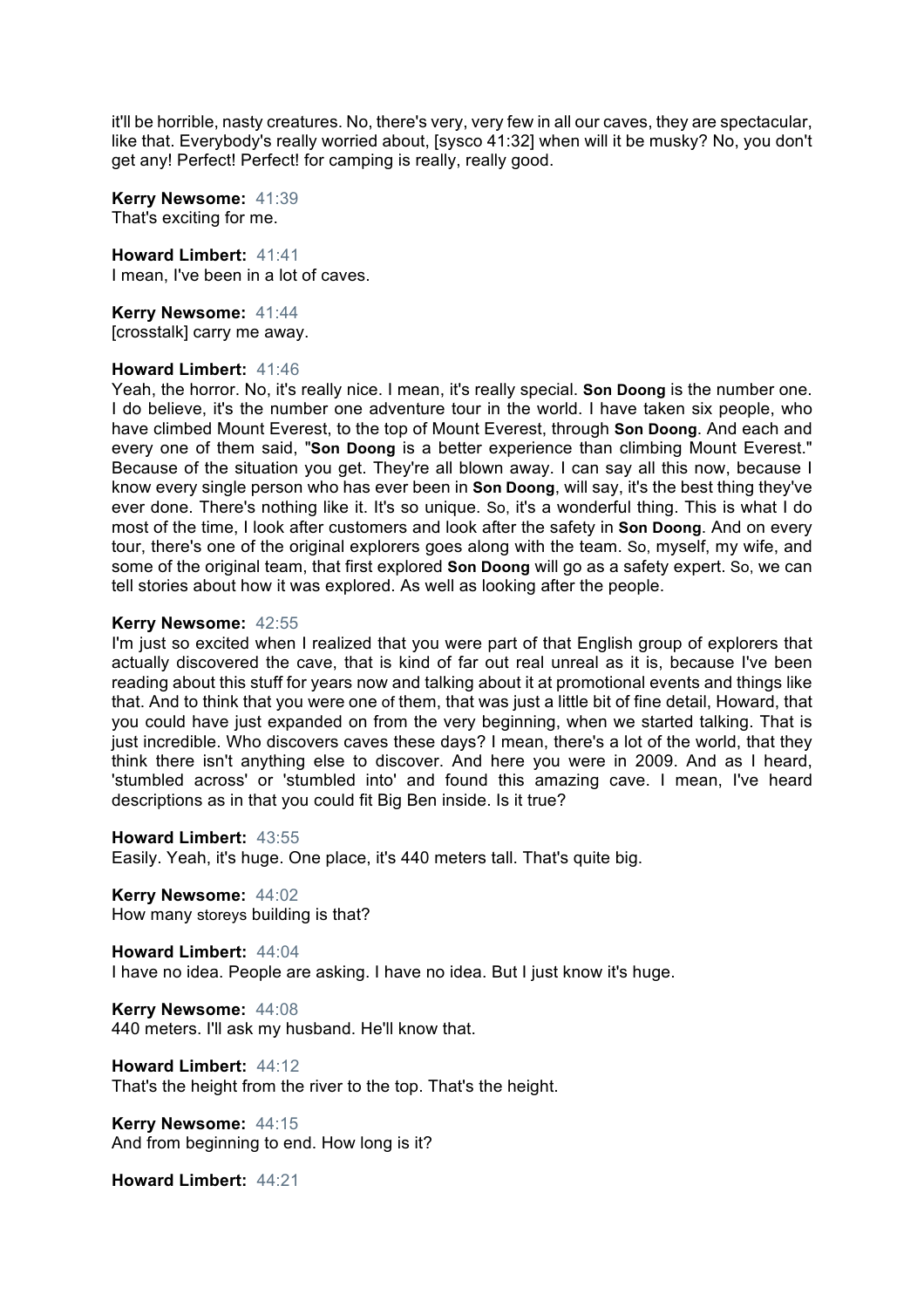it'll be horrible, nasty creatures. No, there's very, very few in all our caves, they are spectacular, like that. Everybody's really worried about, [sysco 41:32] when will it be musky? No, you don't get any! Perfect! Perfect! for camping is really, really good.

**Kerry Newsome:** 41:39
That's exciting for me.

**Howard Limbert:** 41:41
I mean, I've been in a lot of caves.

**Kerry Newsome:** 41:44
[crosstalk] carry me away.

**Howard Limbert:** 41:46
Yeah, the horror. No, it's really nice. I mean, it's really special. **Son Doong** is the number one. I do believe, it's the number one adventure tour in the world. I have taken six people, who have climbed Mount Everest, to the top of Mount Everest, through **Son Doong**. And each and every one of them said, "**Son Doong** is a better experience than climbing Mount Everest." Because of the situation you get. They're all blown away. I can say all this now, because I know every single person who has ever been in **Son Doong**, will say, it's the best thing they've ever done. There's nothing like it. It's so unique. So, it's a wonderful thing. This is what I do most of the time, I look after customers and look after the safety in **Son Doong**. And on every tour, there's one of the original explorers goes along with the team. So, myself, my wife, and some of the original team, that first explored **Son Doong** will go as a safety expert. So, we can tell stories about how it was explored. As well as looking after the people.

**Kerry Newsome:** 42:55
I'm just so excited when I realized that you were part of that English group of explorers that actually discovered the cave, that is kind of far out real unreal as it is, because I've been reading about this stuff for years now and talking about it at promotional events and things like that. And to think that you were one of them, that was just a little bit of fine detail, Howard, that you could have just expanded on from the very beginning, when we started talking. That is just incredible. Who discovers caves these days? I mean, there's a lot of the world, that they think there isn't anything else to discover. And here you were in 2009. And as I heard, 'stumbled across' or 'stumbled into' and found this amazing cave. I mean, I've heard descriptions as in that you could fit Big Ben inside. Is it true?

**Howard Limbert:** 43:55
Easily. Yeah, it's huge. One place, it's 440 meters tall. That's quite big.

**Kerry Newsome:** 44:02
How many storeys building is that?

**Howard Limbert:** 44:04
I have no idea. People are asking. I have no idea. But I just know it's huge.

**Kerry Newsome:** 44:08
440 meters. I'll ask my husband. He'll know that.

**Howard Limbert:** 44:12
That's the height from the river to the top. That's the height.

**Kerry Newsome:** 44:15
And from beginning to end. How long is it?

**Howard Limbert:** 44:21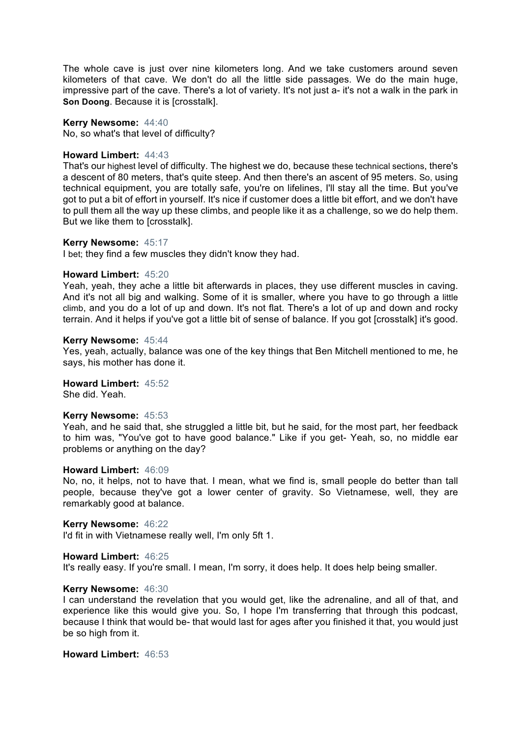The whole cave is just over nine kilometers long. And we take customers around seven kilometers of that cave. We don't do all the little side passages. We do the main huge, impressive part of the cave. There's a lot of variety. It's not just a- it's not a walk in the park in **Son Doong**. Because it is [crosstalk].

**Kerry Newsome:** 44:40
No, so what's that level of difficulty?

**Howard Limbert:** 44:43
That's our highest level of difficulty. The highest we do, because these technical sections, there's a descent of 80 meters, that's quite steep. And then there's an ascent of 95 meters. So, using technical equipment, you are totally safe, you're on lifelines, I'll stay all the time. But you've got to put a bit of effort in yourself. It's nice if customer does a little bit effort, and we don't have to pull them all the way up these climbs, and people like it as a challenge, so we do help them. But we like them to [crosstalk].

**Kerry Newsome:** 45:17
I bet; they find a few muscles they didn't know they had.

**Howard Limbert:** 45:20
Yeah, yeah, they ache a little bit afterwards in places, they use different muscles in caving. And it's not all big and walking. Some of it is smaller, where you have to go through a little climb, and you do a lot of up and down. It's not flat. There's a lot of up and down and rocky terrain. And it helps if you've got a little bit of sense of balance. If you got [crosstalk] it's good.

**Kerry Newsome:** 45:44
Yes, yeah, actually, balance was one of the key things that Ben Mitchell mentioned to me, he says, his mother has done it.

**Howard Limbert:** 45:52
She did. Yeah.

**Kerry Newsome:** 45:53
Yeah, and he said that, she struggled a little bit, but he said, for the most part, her feedback to him was, "You've got to have good balance." Like if you get- Yeah, so, no middle ear problems or anything on the day?

**Howard Limbert:** 46:09
No, no, it helps, not to have that. I mean, what we find is, small people do better than tall people, because they've got a lower center of gravity. So Vietnamese, well, they are remarkably good at balance.

**Kerry Newsome:** 46:22
I'd fit in with Vietnamese really well, I'm only 5ft 1.

**Howard Limbert:** 46:25
It's really easy. If you're small. I mean, I'm sorry, it does help. It does help being smaller.

**Kerry Newsome:** 46:30
I can understand the revelation that you would get, like the adrenaline, and all of that, and experience like this would give you. So, I hope I'm transferring that through this podcast, because I think that would be- that would last for ages after you finished it that, you would just be so high from it.

**Howard Limbert:** 46:53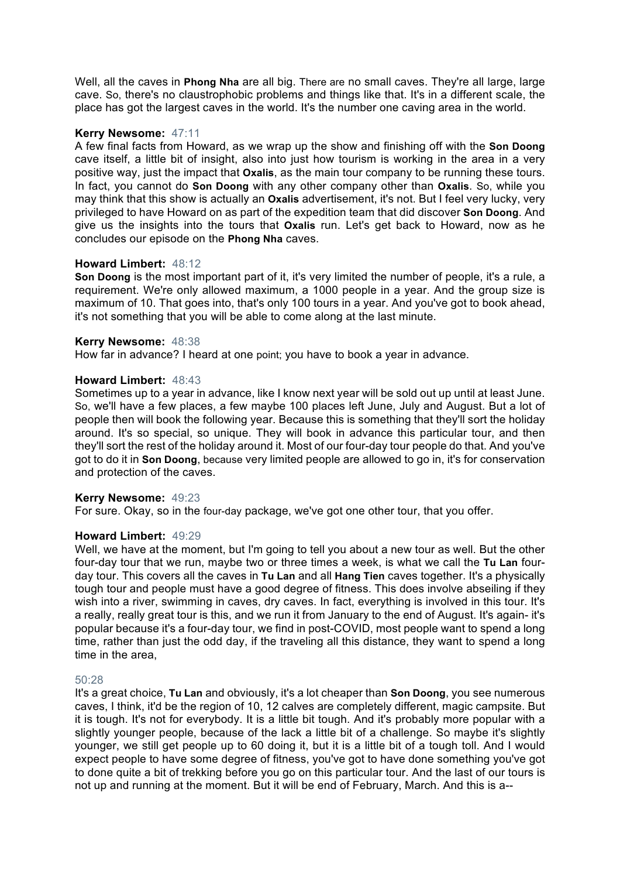Well, all the caves in **Phong Nha** are all big. There are no small caves. They're all large, large cave. So, there's no claustrophobic problems and things like that. It's in a different scale, the place has got the largest caves in the world. It's the number one caving area in the world.

**Kerry Newsome:** 47:11
A few final facts from Howard, as we wrap up the show and finishing off with the **Son Doong** cave itself, a little bit of insight, also into just how tourism is working in the area in a very positive way, just the impact that **Oxalis**, as the main tour company to be running these tours. In fact, you cannot do **Son Doong** with any other company other than **Oxalis**. So, while you may think that this show is actually an **Oxalis** advertisement, it's not. But I feel very lucky, very privileged to have Howard on as part of the expedition team that did discover **Son Doong**. And give us the insights into the tours that **Oxalis** run. Let's get back to Howard, now as he concludes our episode on the **Phong Nha** caves.

**Howard Limbert:** 48:12
**Son Doong** is the most important part of it, it's very limited the number of people, it's a rule, a requirement. We're only allowed maximum, a 1000 people in a year. And the group size is maximum of 10. That goes into, that's only 100 tours in a year. And you've got to book ahead, it's not something that you will be able to come along at the last minute.

**Kerry Newsome:** 48:38
How far in advance? I heard at one point; you have to book a year in advance.

**Howard Limbert:** 48:43
Sometimes up to a year in advance, like I know next year will be sold out up until at least June. So, we'll have a few places, a few maybe 100 places left June, July and August. But a lot of people then will book the following year. Because this is something that they'll sort the holiday around. It's so special, so unique. They will book in advance this particular tour, and then they'll sort the rest of the holiday around it. Most of our four-day tour people do that. And you've got to do it in **Son Doong**, because very limited people are allowed to go in, it's for conservation and protection of the caves.

**Kerry Newsome:** 49:23
For sure. Okay, so in the four-day package, we've got one other tour, that you offer.

**Howard Limbert:** 49:29
Well, we have at the moment, but I'm going to tell you about a new tour as well. But the other four-day tour that we run, maybe two or three times a week, is what we call the **Tu Lan** four-day tour. This covers all the caves in **Tu Lan** and all **Hang Tien** caves together. It's a physically tough tour and people must have a good degree of fitness. This does involve abseiling if they wish into a river, swimming in caves, dry caves. In fact, everything is involved in this tour. It's a really, really great tour is this, and we run it from January to the end of August. It's again- it's popular because it's a four-day tour, we find in post-COVID, most people want to spend a long time, rather than just the odd day, if the traveling all this distance, they want to spend a long time in the area,

50:28
It's a great choice, **Tu Lan** and obviously, it's a lot cheaper than **Son Doong**, you see numerous caves, I think, it'd be the region of 10, 12 calves are completely different, magic campsite. But it is tough. It's not for everybody. It is a little bit tough. And it's probably more popular with a slightly younger people, because of the lack a little bit of a challenge. So maybe it's slightly younger, we still get people up to 60 doing it, but it is a little bit of a tough toll. And I would expect people to have some degree of fitness, you've got to have done something you've got to done quite a bit of trekking before you go on this particular tour. And the last of our tours is not up and running at the moment. But it will be end of February, March. And this is a--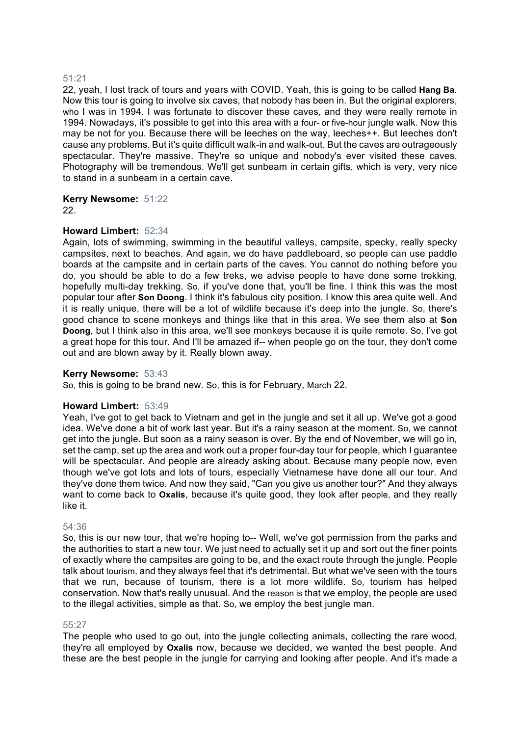51:21
22, yeah, I lost track of tours and years with COVID. Yeah, this is going to be called **Hang Ba**. Now this tour is going to involve six caves, that nobody has been in. But the original explorers, who I was in 1994. I was fortunate to discover these caves, and they were really remote in 1994. Nowadays, it's possible to get into this area with a four- or five-hour jungle walk. Now this may be not for you. Because there will be leeches on the way, leeches++. But leeches don't cause any problems. But it's quite difficult walk-in and walk-out. But the caves are outrageously spectacular. They're massive. They're so unique and nobody's ever visited these caves. Photography will be tremendous. We'll get sunbeam in certain gifts, which is very, very nice to stand in a sunbeam in a certain cave.

**Kerry Newsome:** 51:22
22.

**Howard Limbert:** 52:34
Again, lots of swimming, swimming in the beautiful valleys, campsite, specky, really specky campsites, next to beaches. And again, we do have paddleboard, so people can use paddle boards at the campsite and in certain parts of the caves. You cannot do nothing before you do, you should be able to do a few treks, we advise people to have done some trekking, hopefully multi-day trekking. So, if you've done that, you'll be fine. I think this was the most popular tour after **Son Doong**. I think it's fabulous city position. I know this area quite well. And it is really unique, there will be a lot of wildlife because it's deep into the jungle. So, there's good chance to scene monkeys and things like that in this area. We see them also at **Son Doong**, but I think also in this area, we'll see monkeys because it is quite remote. So, I've got a great hope for this tour. And I'll be amazed if-- when people go on the tour, they don't come out and are blown away by it. Really blown away.

**Kerry Newsome:** 53:43
So, this is going to be brand new. So, this is for February, March 22.

**Howard Limbert:** 53:49
Yeah, I've got to get back to Vietnam and get in the jungle and set it all up. We've got a good idea. We've done a bit of work last year. But it's a rainy season at the moment. So, we cannot get into the jungle. But soon as a rainy season is over. By the end of November, we will go in, set the camp, set up the area and work out a proper four-day tour for people, which I guarantee will be spectacular. And people are already asking about. Because many people now, even though we've got lots and lots of tours, especially Vietnamese have done all our tour. And they've done them twice. And now they said, "Can you give us another tour?" And they always want to come back to **Oxalis**, because it's quite good, they look after people, and they really like it.

54:36
So, this is our new tour, that we're hoping to-- Well, we've got permission from the parks and the authorities to start a new tour. We just need to actually set it up and sort out the finer points of exactly where the campsites are going to be, and the exact route through the jungle. People talk about tourism, and they always feel that it's detrimental. But what we've seen with the tours that we run, because of tourism, there is a lot more wildlife. So, tourism has helped conservation. Now that's really unusual. And the reason is that we employ, the people are used to the illegal activities, simple as that. So, we employ the best jungle man.

55:27
The people who used to go out, into the jungle collecting animals, collecting the rare wood, they're all employed by **Oxalis** now, because we decided, we wanted the best people. And these are the best people in the jungle for carrying and looking after people. And it's made a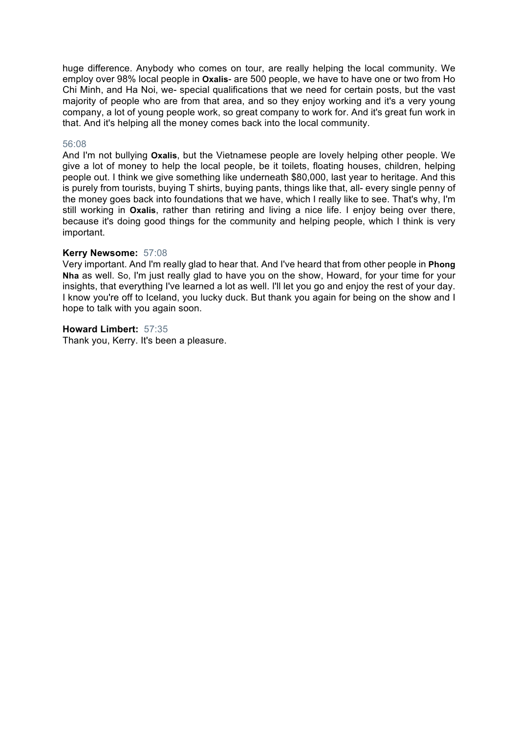huge difference. Anybody who comes on tour, are really helping the local community. We employ over 98% local people in **Oxalis**- are 500 people, we have to have one or two from Ho Chi Minh, and Ha Noi, we- special qualifications that we need for certain posts, but the vast majority of people who are from that area, and so they enjoy working and it's a very young company, a lot of young people work, so great company to work for. And it's great fun work in that. And it's helping all the money comes back into the local community.

56:08
And I'm not bullying **Oxalis**, but the Vietnamese people are lovely helping other people. We give a lot of money to help the local people, be it toilets, floating houses, children, helping people out. I think we give something like underneath $80,000, last year to heritage. And this is purely from tourists, buying T shirts, buying pants, things like that, all- every single penny of the money goes back into foundations that we have, which I really like to see. That's why, I'm still working in **Oxalis**, rather than retiring and living a nice life. I enjoy being over there, because it's doing good things for the community and helping people, which I think is very important.

**Kerry Newsome:** 57:08
Very important. And I'm really glad to hear that. And I've heard that from other people in **Phong Nha** as well. So, I'm just really glad to have you on the show, Howard, for your time for your insights, that everything I've learned a lot as well. I'll let you go and enjoy the rest of your day. I know you're off to Iceland, you lucky duck. But thank you again for being on the show and I hope to talk with you again soon.

**Howard Limbert:** 57:35
Thank you, Kerry. It's been a pleasure.